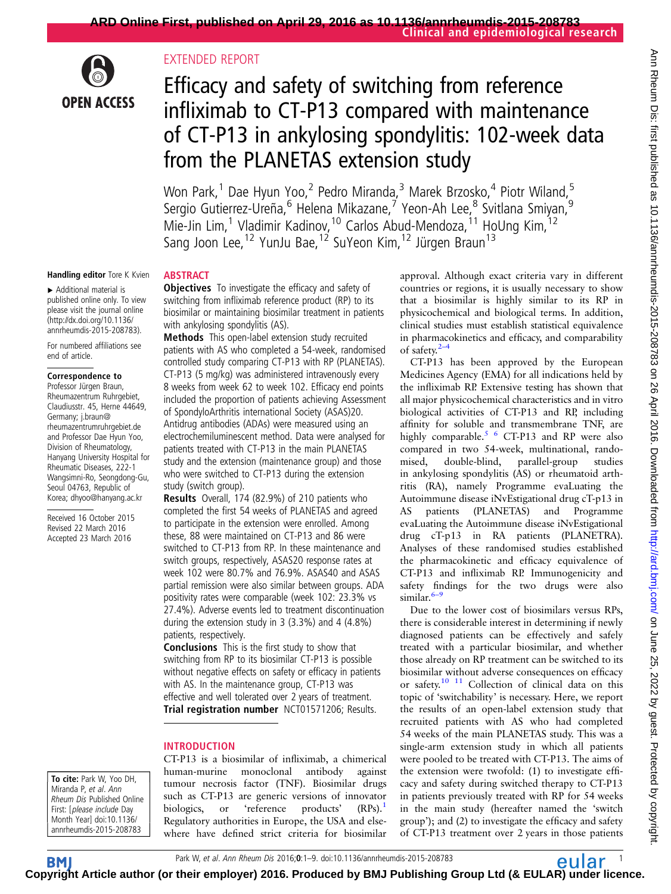EXTENDED REPORT

# Efficacy and safety of switching from reference infliximab to CT-P13 compared with maintenance of CT-P13 in ankylosing spondylitis: 102-week data from the PLANETAS extension study

Won Park,[1] Dae Hyun Yoo,[2] Pedro Miranda,[3] Marek Brzosko,[4] Piotr Wiland,[5] Sergio Gutierrez-Ureña,[6] Helena Mikazane,[7] Yeon-Ah Lee,[8] Svitlana Smiyan,[9] Mie-Jin Lim,[1] Vladimir Kadinov,[10] Carlos Abud-Mendoza,[11] HoUng Kim,[12] Sang Joon Lee,[12] YunJu Bae,[12] SuYeon Kim,[12] Jürgen Braun[13]

**Handling editor** Tore K Kvien

► Additional material is published online only. To view please visit the journal online (http://dx.doi.org/10.1136/annrheumdis-2015-208783).

For numbered affiliations see end of article.

**Correspondence to**
Professor Jürgen Braun, Rheumazentrum Ruhrgebiet, Claudiusstr. 45, Herne 44649, Germany; j.braun@rheumazentrumruhrgebiet.de and Professor Dae Hyun Yoo, Division of Rheumatology, Hanyang University Hospital for Rheumatic Diseases, 222-1 Wangsimni-Ro, Seongdong-Gu, Seoul 04763, Republic of Korea; dhyoo@hanyang.ac.kr

Received 16 October 2015
Revised 22 March 2016
Accepted 23 March 2016

To cite: Park W, Yoo DH, Miranda P, et al. Ann Rheum Dis Published Online First: [please include Day Month Year] doi:10.1136/annrheumdis-2015-208783

## ABSTRACT

**Objectives** To investigate the efficacy and safety of switching from infliximab reference product (RP) to its biosimilar or maintaining biosimilar treatment in patients with ankylosing spondylitis (AS).

**Methods** This open-label extension study recruited patients with AS who completed a 54-week, randomised controlled study comparing CT-P13 with RP (PLANETAS). CT-P13 (5 mg/kg) was administered intravenously every 8 weeks from week 62 to week 102. Efficacy end points included the proportion of patients achieving Assessment of SpondyloArthritis international Society (ASAS)20. Antidrug antibodies (ADAs) were measured using an electrochemiluminescent method. Data were analysed for patients treated with CT-P13 in the main PLANETAS study and the extension (maintenance group) and those who were switched to CT-P13 during the extension study (switch group).

**Results** Overall, 174 (82.9%) of 210 patients who completed the first 54 weeks of PLANETAS and agreed to participate in the extension were enrolled. Among these, 88 were maintained on CT-P13 and 86 were switched to CT-P13 from RP. In these maintenance and switch groups, respectively, ASAS20 response rates at week 102 were 80.7% and 76.9%. ASAS40 and ASAS partial remission were also similar between groups. ADA positivity rates were comparable (week 102: 23.3% vs 27.4%). Adverse events led to treatment discontinuation during the extension study in 3 (3.3%) and 4 (4.8%) patients, respectively.

**Conclusions** This is the first study to show that switching from RP to its biosimilar CT-P13 is possible without negative effects on safety or efficacy in patients with AS. In the maintenance group, CT-P13 was effective and well tolerated over 2 years of treatment.

**Trial registration number** NCT01571206; Results.

## INTRODUCTION

CT-P13 is a biosimilar of infliximab, a chimerical human-murine monoclonal antibody against tumour necrosis factor (TNF). Biosimilar drugs such as CT-P13 are generic versions of innovator biologics, or 'reference products' (RPs).[1] Regulatory authorities in Europe, the USA and elsewhere have defined strict criteria for biosimilar approval. Although exact criteria vary in different countries or regions, it is usually necessary to show that a biosimilar is highly similar to its RP in physicochemical and biological terms. In addition, clinical studies must establish statistical equivalence in pharmacokinetics and efficacy, and comparability of safety.[2–4]

CT-P13 has been approved by the European Medicines Agency (EMA) for all indications held by the infliximab RP. Extensive testing has shown that all major physicochemical characteristics and in vitro biological activities of CT-P13 and RP, including affinity for soluble and transmembrane TNF, are highly comparable.[5 6] CT-P13 and RP were also compared in two 54-week, multinational, randomised, double-blind, parallel-group studies in ankylosing spondylitis (AS) or rheumatoid arthritis (RA), namely Programme evaLuating the Autoimmune disease iNvEstigational drug cT-p13 in AS patients (PLANETAS) and Programme evaLuating the Autoimmune disease iNvEstigational drug cT-p13 in RA patients (PLANETRA). Analyses of these randomised studies established the pharmacokinetic and efficacy equivalence of CT-P13 and infliximab RP. Immunogenicity and safety findings for the two drugs were also similar.[6–9]

Due to the lower cost of biosimilars versus RPs, there is considerable interest in determining if newly diagnosed patients can be effectively and safely treated with a particular biosimilar, and whether those already on RP treatment can be switched to its biosimilar without adverse consequences on efficacy or safety.[10 11] Collection of clinical data on this topic of 'switchability' is necessary. Here, we report the results of an open-label extension study that recruited patients with AS who had completed 54 weeks of the main PLANETAS study. This was a single-arm extension study in which all patients were pooled to be treated with CT-P13. The aims of the extension were twofold: (1) to investigate efficacy and safety during switched therapy to CT-P13 in patients previously treated with RP for 54 weeks in the main study (hereafter named the 'switch group'); and (2) to investigate the efficacy and safety of CT-P13 treatment over 2 years in those patients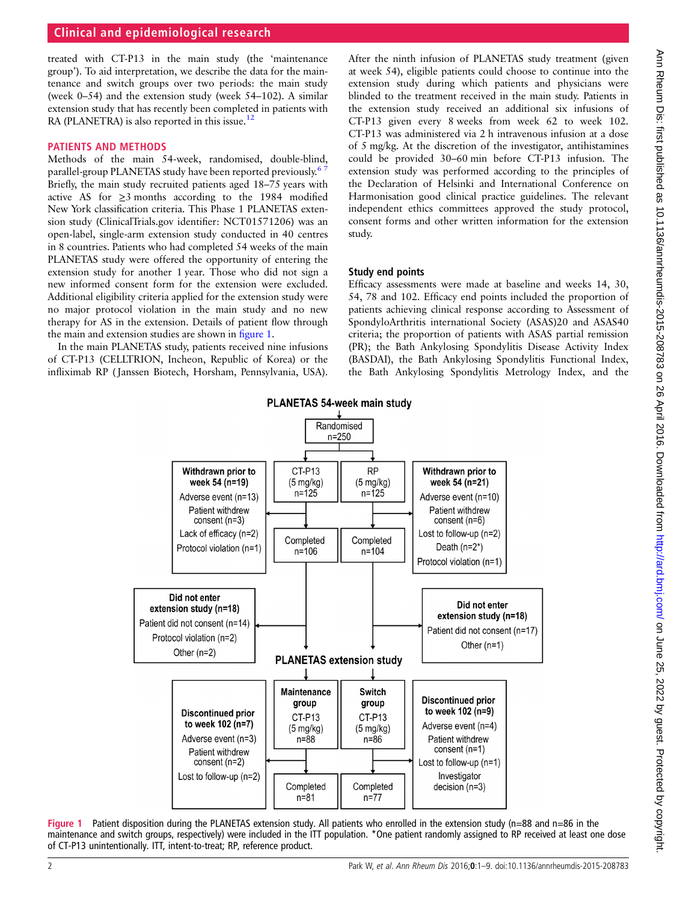treated with CT-P13 in the main study (the 'maintenance group'). To aid interpretation, we describe the data for the maintenance and switch groups over two periods: the main study (week 0–54) and the extension study (week 54–102). A similar extension study that has recently been completed in patients with RA (PLANETRA) is also reported in this issue.[12]

## PATIENTS AND METHODS

Methods of the main 54-week, randomised, double-blind, parallel-group PLANETAS study have been reported previously.[6 7] Briefly, the main study recruited patients aged 18–75 years with active AS for ≥3 months according to the 1984 modified New York classification criteria. This Phase 1 PLANETAS extension study (ClinicalTrials.gov identifier: NCT01571206) was an open-label, single-arm extension study conducted in 40 centres in 8 countries. Patients who had completed 54 weeks of the main PLANETAS study were offered the opportunity of entering the extension study for another 1 year. Those who did not sign a new informed consent form for the extension were excluded. Additional eligibility criteria applied for the extension study were no major protocol violation in the main study and no new therapy for AS in the extension. Details of patient flow through the main and extension studies are shown in figure 1.

In the main PLANETAS study, patients received nine infusions of CT-P13 (CELLTRION, Incheon, Republic of Korea) or the infliximab RP (Janssen Biotech, Horsham, Pennsylvania, USA). After the ninth infusion of PLANETAS study treatment (given at week 54), eligible patients could choose to continue into the extension study during which patients and physicians were blinded to the treatment received in the main study. Patients in the extension study received an additional six infusions of CT-P13 given every 8 weeks from week 62 to week 102. CT-P13 was administered via 2 h intravenous infusion at a dose of 5 mg/kg. At the discretion of the investigator, antihistamines could be provided 30–60 min before CT-P13 infusion. The extension study was performed according to the principles of the Declaration of Helsinki and International Conference on Harmonisation good clinical practice guidelines. The relevant independent ethics committees approved the study protocol, consent forms and other written information for the extension study.

### Study end points

Efficacy assessments were made at baseline and weeks 14, 30, 54, 78 and 102. Efficacy end points included the proportion of patients achieving clinical response according to Assessment of SpondyloArthritis international Society (ASAS)20 and ASAS40 criteria; the proportion of patients with ASAS partial remission (PR); the Bath Ankylosing Spondylitis Disease Activity Index (BASDAI), the Bath Ankylosing Spondylitis Functional Index, the Bath Ankylosing Spondylitis Metrology Index, and the

**PLANETAS 54-week main study**

- Randomised n=250
  - CT-P13 (5 mg/kg) n=125
    - Withdrawn prior to week 54 (n=19): Adverse event (n=13); Patient withdrew consent (n=3); Lack of efficacy (n=2); Protocol violation (n=1)
    - Completed n=106
    - Did not enter extension study (n=18): Patient did not consent (n=14); Protocol violation (n=2); Other (n=2)
  - RP (5 mg/kg) n=125
    - Withdrawn prior to week 54 (n=21): Adverse event (n=10); Patient withdrew consent (n=6); Lost to follow-up (n=2); Death (n=2*); Protocol violation (n=1)
    - Completed n=104
    - Did not enter extension study (n=18): Patient did not consent (n=17); Other (n=1)

**PLANETAS extension study**

- Maintenance group CT-P13 (5 mg/kg) n=88
  - Discontinued prior to week 102 (n=7): Adverse event (n=3); Patient withdrew consent (n=2); Lost to follow-up (n=2)
  - Completed n=81
- Switch group CT-P13 (5 mg/kg) n=86
  - Discontinued prior to week 102 (n=9): Adverse event (n=4); Patient withdrew consent (n=1); Lost to follow-up (n=1); Investigator decision (n=3)
  - Completed n=77

**Figure 1** Patient disposition during the PLANETAS extension study. All patients who enrolled in the extension study (n=88 and n=86 in the maintenance and switch groups, respectively) were included in the ITT population. *One patient randomly assigned to RP received at least one dose of CT-P13 unintentionally. ITT, intent-to-treat; RP, reference product.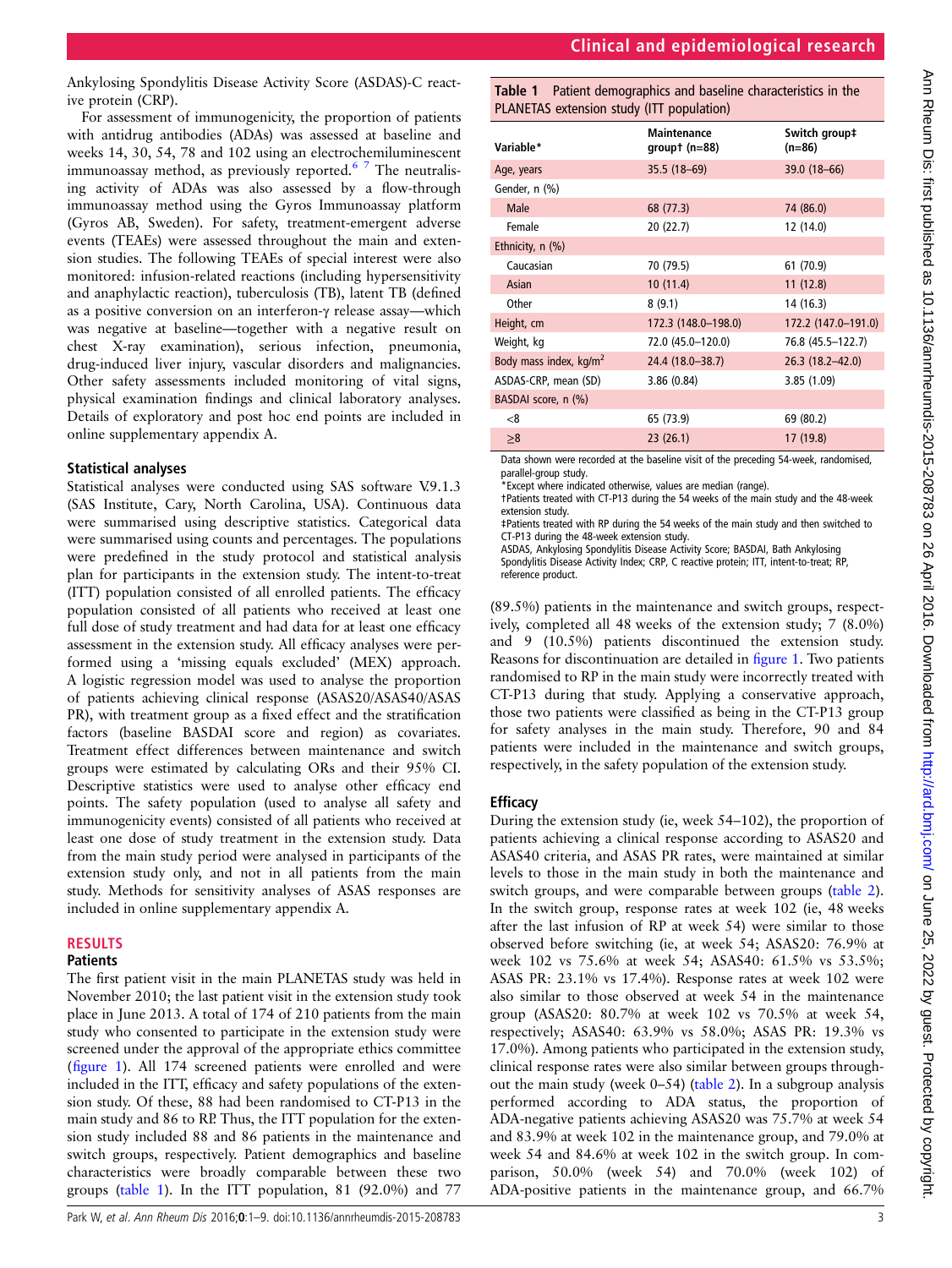Ankylosing Spondylitis Disease Activity Score (ASDAS)-C reactive protein (CRP).

For assessment of immunogenicity, the proportion of patients with antidrug antibodies (ADAs) was assessed at baseline and weeks 14, 30, 54, 78 and 102 using an electrochemiluminescent immunoassay method, as previously reported.[6 7] The neutralising activity of ADAs was also assessed by a flow-through immunoassay method using the Gyros Immunoassay platform (Gyros AB, Sweden). For safety, treatment-emergent adverse events (TEAEs) were assessed throughout the main and extension studies. The following TEAEs of special interest were also monitored: infusion-related reactions (including hypersensitivity and anaphylactic reaction), tuberculosis (TB), latent TB (defined as a positive conversion on an interferon-γ release assay—which was negative at baseline—together with a negative result on chest X-ray examination), serious infection, pneumonia, drug-induced liver injury, vascular disorders and malignancies. Other safety assessments included monitoring of vital signs, physical examination findings and clinical laboratory analyses. Details of exploratory and post hoc end points are included in online supplementary appendix A.

### Statistical analyses

Statistical analyses were conducted using SAS software V.9.1.3 (SAS Institute, Cary, North Carolina, USA). Continuous data were summarised using descriptive statistics. Categorical data were summarised using counts and percentages. The populations were predefined in the study protocol and statistical analysis plan for participants in the extension study. The intent-to-treat (ITT) population consisted of all enrolled patients. The efficacy population consisted of all patients who received at least one full dose of study treatment and had data for at least one efficacy assessment in the extension study. All efficacy analyses were performed using a 'missing equals excluded' (MEX) approach. A logistic regression model was used to analyse the proportion of patients achieving clinical response (ASAS20/ASAS40/ASAS PR), with treatment group as a fixed effect and the stratification factors (baseline BASDAI score and region) as covariates. Treatment effect differences between maintenance and switch groups were estimated by calculating ORs and their 95% CI. Descriptive statistics were used to analyse other efficacy end points. The safety population (used to analyse all safety and immunogenicity events) consisted of all patients who received at least one dose of study treatment in the extension study. Data from the main study period were analysed in participants of the extension study only, and not in all patients from the main study. Methods for sensitivity analyses of ASAS responses are included in online supplementary appendix A.

## RESULTS

### Patients

The first patient visit in the main PLANETAS study was held in November 2010; the last patient visit in the extension study took place in June 2013. A total of 174 of 210 patients from the main study who consented to participate in the extension study were screened under the approval of the appropriate ethics committee (figure 1). All 174 screened patients were enrolled and were included in the ITT, efficacy and safety populations of the extension study. Of these, 88 had been randomised to CT-P13 in the main study and 86 to RP. Thus, the ITT population for the extension study included 88 and 86 patients in the maintenance and switch groups, respectively. Patient demographics and baseline characteristics were broadly comparable between these two groups (table 1). In the ITT population, 81 (92.0%) and 77 (89.5%) patients in the maintenance and switch groups, respectively, completed all 48 weeks of the extension study; 7 (8.0%) and 9 (10.5%) patients discontinued the extension study. Reasons for discontinuation are detailed in figure 1. Two patients randomised to RP in the main study were incorrectly treated with CT-P13 during that study. Applying a conservative approach, those two patients were classified as being in the CT-P13 group for safety analyses in the main study. Therefore, 90 and 84 patients were included in the maintenance and switch groups, respectively, in the safety population of the extension study.

**Table 1** Patient demographics and baseline characteristics in the PLANETAS extension study (ITT population)

| Variable* | Maintenance group† (n=88) | Switch group‡ (n=86) |
|---|---|---|
| Age, years | 35.5 (18–69) | 39.0 (18–66) |
| Gender, n (%) | | |
| Male | 68 (77.3) | 74 (86.0) |
| Female | 20 (22.7) | 12 (14.0) |
| Ethnicity, n (%) | | |
| Caucasian | 70 (79.5) | 61 (70.9) |
| Asian | 10 (11.4) | 11 (12.8) |
| Other | 8 (9.1) | 14 (16.3) |
| Height, cm | 172.3 (148.0–198.0) | 172.2 (147.0–191.0) |
| Weight, kg | 72.0 (45.0–120.0) | 76.8 (45.5–122.7) |
| Body mass index, kg/m² | 24.4 (18.0–38.7) | 26.3 (18.2–42.0) |
| ASDAS-CRP, mean (SD) | 3.86 (0.84) | 3.85 (1.09) |
| BASDAI score, n (%) | | |
| <8 | 65 (73.9) | 69 (80.2) |
| ≥8 | 23 (26.1) | 17 (19.8) |

Data shown were recorded at the baseline visit of the preceding 54-week, randomised, parallel-group study.
*Except where indicated otherwise, values are median (range).
†Patients treated with CT-P13 during the 54 weeks of the main study and the 48-week extension study.
‡Patients treated with RP during the 54 weeks of the main study and then switched to CT-P13 during the 48-week extension study.
ASDAS, Ankylosing Spondylitis Disease Activity Score; BASDAI, Bath Ankylosing Spondylitis Disease Activity Index; CRP, C reactive protein; ITT, intent-to-treat; RP, reference product.

### Efficacy

During the extension study (ie, week 54–102), the proportion of patients achieving a clinical response according to ASAS20 and ASAS40 criteria, and ASAS PR rates, were maintained at similar levels to those in the main study in both the maintenance and switch groups, and were comparable between groups (table 2). In the switch group, response rates at week 102 (ie, 48 weeks after the last infusion of RP at week 54) were similar to those observed before switching (ie, at week 54; ASAS20: 76.9% at week 102 vs 75.6% at week 54; ASAS40: 61.5% vs 53.5%; ASAS PR: 23.1% vs 17.4%). Response rates at week 102 were also similar to those observed at week 54 in the maintenance group (ASAS20: 80.7% at week 102 vs 70.5% at week 54, respectively; ASAS40: 63.9% vs 58.0%; ASAS PR: 19.3% vs 17.0%). Among patients who participated in the extension study, clinical response rates were also similar between groups throughout the main study (week 0–54) (table 2). In a subgroup analysis performed according to ADA status, the proportion of ADA-negative patients achieving ASAS20 was 75.7% at week 54 and 83.9% at week 102 in the maintenance group, and 79.0% at week 54 and 84.6% at week 102 in the switch group. In comparison, 50.0% (week 54) and 70.0% (week 102) of ADA-positive patients in the maintenance group, and 66.7%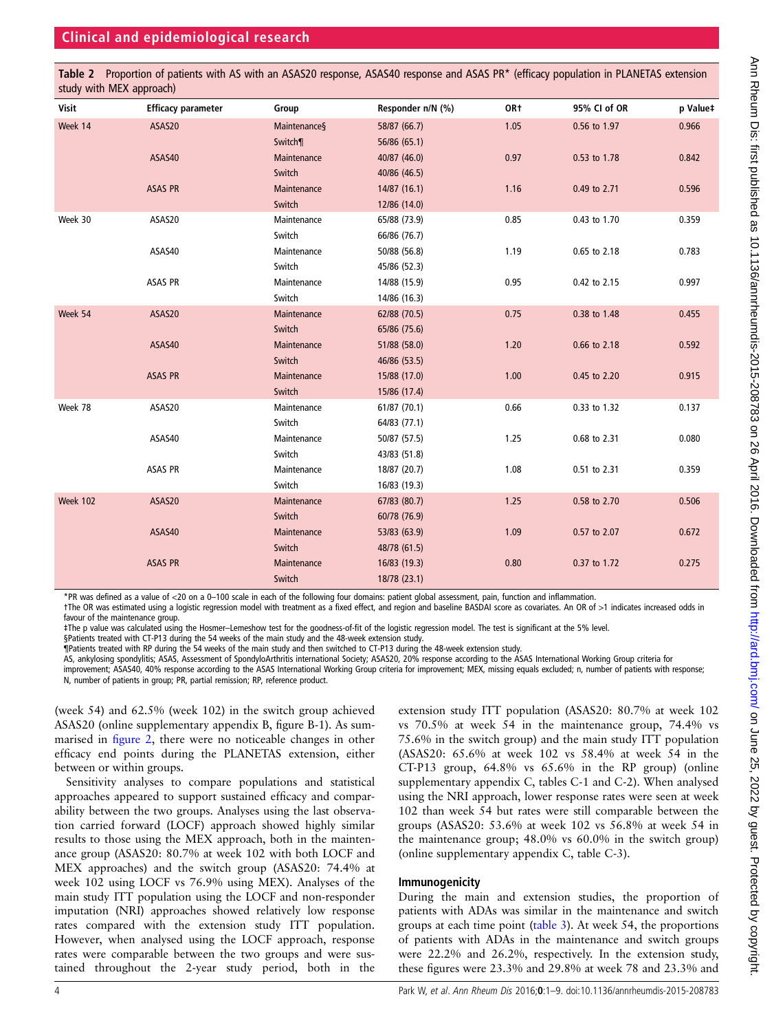**Table 2** Proportion of patients with AS with an ASAS20 response, ASAS40 response and ASAS PR* (efficacy population in PLANETAS extension study with MEX approach)

| Visit | Efficacy parameter | Group | Responder n/N (%) | OR† | 95% CI of OR | p Value‡ |
|---|---|---|---|---|---|---|
| Week 14 | ASAS20 | Maintenance§ | 58/87 (66.7) | 1.05 | 0.56 to 1.97 | 0.966 |
| | | Switch¶ | 56/86 (65.1) | | | |
| | ASAS40 | Maintenance | 40/87 (46.0) | 0.97 | 0.53 to 1.78 | 0.842 |
| | | Switch | 40/86 (46.5) | | | |
| | ASAS PR | Maintenance | 14/87 (16.1) | 1.16 | 0.49 to 2.71 | 0.596 |
| | | Switch | 12/86 (14.0) | | | |
| Week 30 | ASAS20 | Maintenance | 65/88 (73.9) | 0.85 | 0.43 to 1.70 | 0.359 |
| | | Switch | 66/86 (76.7) | | | |
| | ASAS40 | Maintenance | 50/88 (56.8) | 1.19 | 0.65 to 2.18 | 0.783 |
| | | Switch | 45/86 (52.3) | | | |
| | ASAS PR | Maintenance | 14/88 (15.9) | 0.95 | 0.42 to 2.15 | 0.997 |
| | | Switch | 14/86 (16.3) | | | |
| Week 54 | ASAS20 | Maintenance | 62/88 (70.5) | 0.75 | 0.38 to 1.48 | 0.455 |
| | | Switch | 65/86 (75.6) | | | |
| | ASAS40 | Maintenance | 51/88 (58.0) | 1.20 | 0.66 to 2.18 | 0.592 |
| | | Switch | 46/86 (53.5) | | | |
| | ASAS PR | Maintenance | 15/88 (17.0) | 1.00 | 0.45 to 2.20 | 0.915 |
| | | Switch | 15/86 (17.4) | | | |
| Week 78 | ASAS20 | Maintenance | 61/87 (70.1) | 0.66 | 0.33 to 1.32 | 0.137 |
| | | Switch | 64/83 (77.1) | | | |
| | ASAS40 | Maintenance | 50/87 (57.5) | 1.25 | 0.68 to 2.31 | 0.080 |
| | | Switch | 43/83 (51.8) | | | |
| | ASAS PR | Maintenance | 18/87 (20.7) | 1.08 | 0.51 to 2.31 | 0.359 |
| | | Switch | 16/83 (19.3) | | | |
| Week 102 | ASAS20 | Maintenance | 67/83 (80.7) | 1.25 | 0.58 to 2.70 | 0.506 |
| | | Switch | 60/78 (76.9) | | | |
| | ASAS40 | Maintenance | 53/83 (63.9) | 1.09 | 0.57 to 2.07 | 0.672 |
| | | Switch | 48/78 (61.5) | | | |
| | ASAS PR | Maintenance | 16/83 (19.3) | 0.80 | 0.37 to 1.72 | 0.275 |
| | | Switch | 18/78 (23.1) | | | |

*PR was defined as a value of <20 on a 0–100 scale in each of the following four domains: patient global assessment, pain, function and inflammation.
†The OR was estimated using a logistic regression model with treatment as a fixed effect, and region and baseline BASDAI score as covariates. An OR of >1 indicates increased odds in favour of the maintenance group.
‡The p value was calculated using the Hosmer–Lemeshow test for the goodness-of-fit of the logistic regression model. The test is significant at the 5% level.
§Patients treated with CT-P13 during the 54 weeks of the main study and the 48-week extension study.
¶Patients treated with RP during the 54 weeks of the main study and then switched to CT-P13 during the 48-week extension study.
AS, ankylosing spondylitis; ASAS, Assessment of SpondyloArthritis international Society; ASAS20, 20% response according to the ASAS International Working Group criteria for improvement; ASAS40, 40% response according to the ASAS International Working Group criteria for improvement; MEX, missing equals excluded; n, number of patients with response; N, number of patients in group; PR, partial remission; RP, reference product.

(week 54) and 62.5% (week 102) in the switch group achieved ASAS20 (online supplementary appendix B, figure B-1). As summarised in figure 2, there were no noticeable changes in other efficacy end points during the PLANETAS extension, either between or within groups.

Sensitivity analyses to compare populations and statistical approaches appeared to support sustained efficacy and comparability between the two groups. Analyses using the last observation carried forward (LOCF) approach showed highly similar results to those using the MEX approach, both in the maintenance group (ASAS20: 80.7% at week 102 with both LOCF and MEX approaches) and the switch group (ASAS20: 74.4% at week 102 using LOCF vs 76.9% using MEX). Analyses of the main study ITT population using the LOCF and non-responder imputation (NRI) approaches showed relatively low response rates compared with the extension study ITT population. However, when analysed using the LOCF approach, response rates were comparable between the two groups and were sustained throughout the 2-year study period, both in the extension study ITT population (ASAS20: 80.7% at week 102 vs 70.5% at week 54 in the maintenance group, 74.4% vs 75.6% in the switch group) and the main study ITT population (ASAS20: 65.6% at week 102 vs 58.4% at week 54 in the CT-P13 group, 64.8% vs 65.6% in the RP group) (online supplementary appendix C, tables C-1 and C-2). When analysed using the NRI approach, lower response rates were seen at week 102 than week 54 but rates were still comparable between the groups (ASAS20: 53.6% at week 102 vs 56.8% at week 54 in the maintenance group; 48.0% vs 60.0% in the switch group) (online supplementary appendix C, table C-3).

## Immunogenicity

During the main and extension studies, the proportion of patients with ADAs was similar in the maintenance and switch groups at each time point (table 3). At week 54, the proportions of patients with ADAs in the maintenance and switch groups were 22.2% and 26.2%, respectively. In the extension study, these figures were 23.3% and 29.8% at week 78 and 23.3% and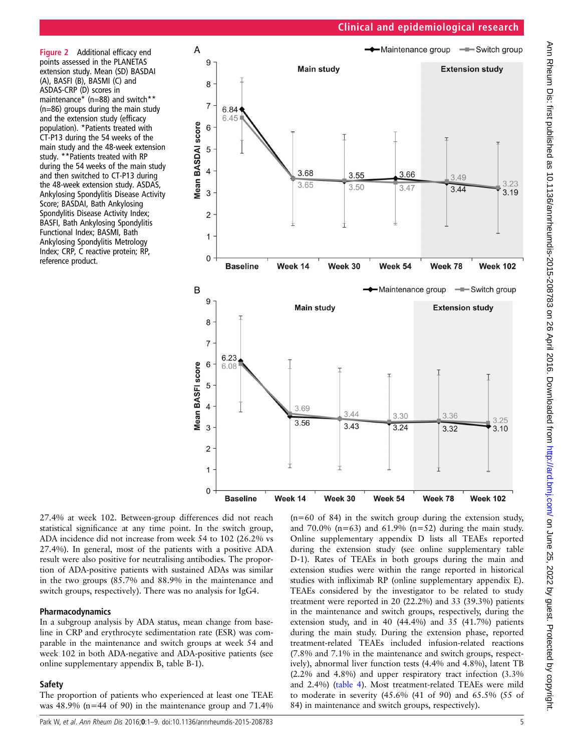Figure 2 Additional efficacy end points assessed in the PLANETAS extension study. Mean (SD) BASDAI (A), BASFI (B), BASMI (C) and ASDAS-CRP (D) scores in maintenance* (n=88) and switch** (n=86) groups during the main study and the extension study (efficacy population). *Patients treated with CT-P13 during the 54 weeks of the main study and the 48-week extension study. **Patients treated with RP during the 54 weeks of the main study and then switched to CT-P13 during the 48-week extension study. ASDAS, Ankylosing Spondylitis Disease Activity Score; BASDAI, Bath Ankylosing Spondylitis Disease Activity Index; BASFI, Bath Ankylosing Spondylitis Functional Index; BASMI, Bath Ankylosing Spondylitis Metrology Index; CRP, C reactive protein; RP, reference product.

27.4% at week 102. Between-group differences did not reach statistical significance at any time point. In the switch group, ADA incidence did not increase from week 54 to 102 (26.2% vs 27.4%). In general, most of the patients with a positive ADA result were also positive for neutralising antibodies. The proportion of ADA-positive patients with sustained ADAs was similar in the two groups (85.7% and 88.9% in the maintenance and switch groups, respectively). There was no analysis for IgG4.

## Pharmacodynamics

In a subgroup analysis by ADA status, mean change from baseline in CRP and erythrocyte sedimentation rate (ESR) was comparable in the maintenance and switch groups at week 54 and week 102 in both ADA-negative and ADA-positive patients (see online supplementary appendix B, table B-1).

## Safety

The proportion of patients who experienced at least one TEAE was 48.9% (n=44 of 90) in the maintenance group and 71.4% (n=60 of 84) in the switch group during the extension study, and 70.0% (n=63) and 61.9% (n=52) during the main study. Online supplementary appendix D lists all TEAEs reported during the extension study (see online supplementary table D-1). Rates of TEAEs in both groups during the main and extension studies were within the range reported in historical studies with infliximab RP (online supplementary appendix E). TEAEs considered by the investigator to be related to study treatment were reported in 20 (22.2%) and 33 (39.3%) patients in the maintenance and switch groups, respectively, during the extension study, and in 40 (44.4%) and 35 (41.7%) patients during the main study. During the extension phase, reported treatment-related TEAEs included infusion-related reactions (7.8% and 7.1% in the maintenance and switch groups, respectively), abnormal liver function tests (4.4% and 4.8%), latent TB (2.2% and 4.8%) and upper respiratory tract infection (3.3% and 2.4%) (table 4). Most treatment-related TEAEs were mild to moderate in severity (45.6% (41 of 90) and 65.5% (55 of 84) in maintenance and switch groups, respectively).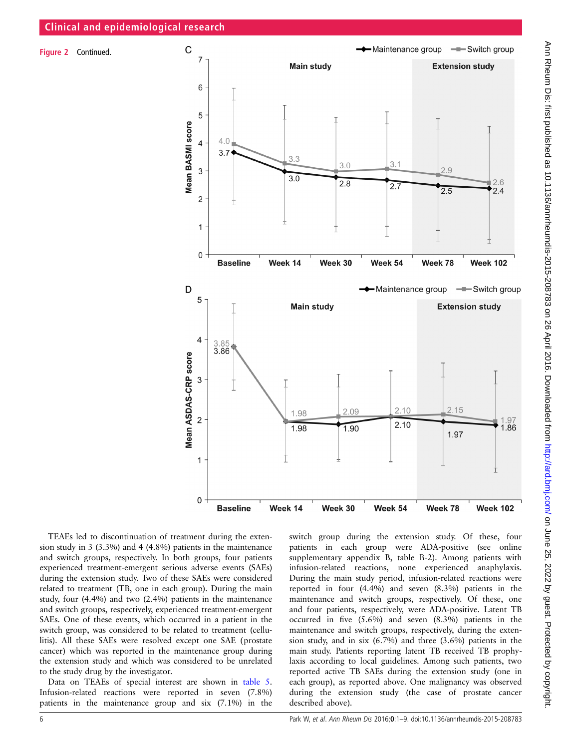**Figure 2** Continued.

TEAEs led to discontinuation of treatment during the extension study in 3 (3.3%) and 4 (4.8%) patients in the maintenance and switch groups, respectively. In both groups, four patients experienced treatment-emergent serious adverse events (SAEs) during the extension study. Two of these SAEs were considered related to treatment (TB, one in each group). During the main study, four (4.4%) and two (2.4%) patients in the maintenance and switch groups, respectively, experienced treatment-emergent SAEs. One of these events, which occurred in a patient in the switch group, was considered to be related to treatment (cellulitis). All these SAEs were resolved except one SAE (prostate cancer) which was reported in the maintenance group during the extension study and which was considered to be unrelated to the study drug by the investigator.

Data on TEAEs of special interest are shown in table 5. Infusion-related reactions were reported in seven (7.8%) patients in the maintenance group and six (7.1%) in the switch group during the extension study. Of these, four patients in each group were ADA-positive (see online supplementary appendix B, table B-2). Among patients with infusion-related reactions, none experienced anaphylaxis. During the main study period, infusion-related reactions were reported in four (4.4%) and seven (8.3%) patients in the maintenance and switch groups, respectively. Of these, one and four patients, respectively, were ADA-positive. Latent TB occurred in five (5.6%) and seven (8.3%) patients in the maintenance and switch groups, respectively, during the extension study, and in six (6.7%) and three (3.6%) patients in the main study. Patients reporting latent TB received TB prophylaxis according to local guidelines. Among such patients, two reported active TB SAEs during the extension study (one in each group), as reported above. One malignancy was observed during the extension study (the case of prostate cancer described above).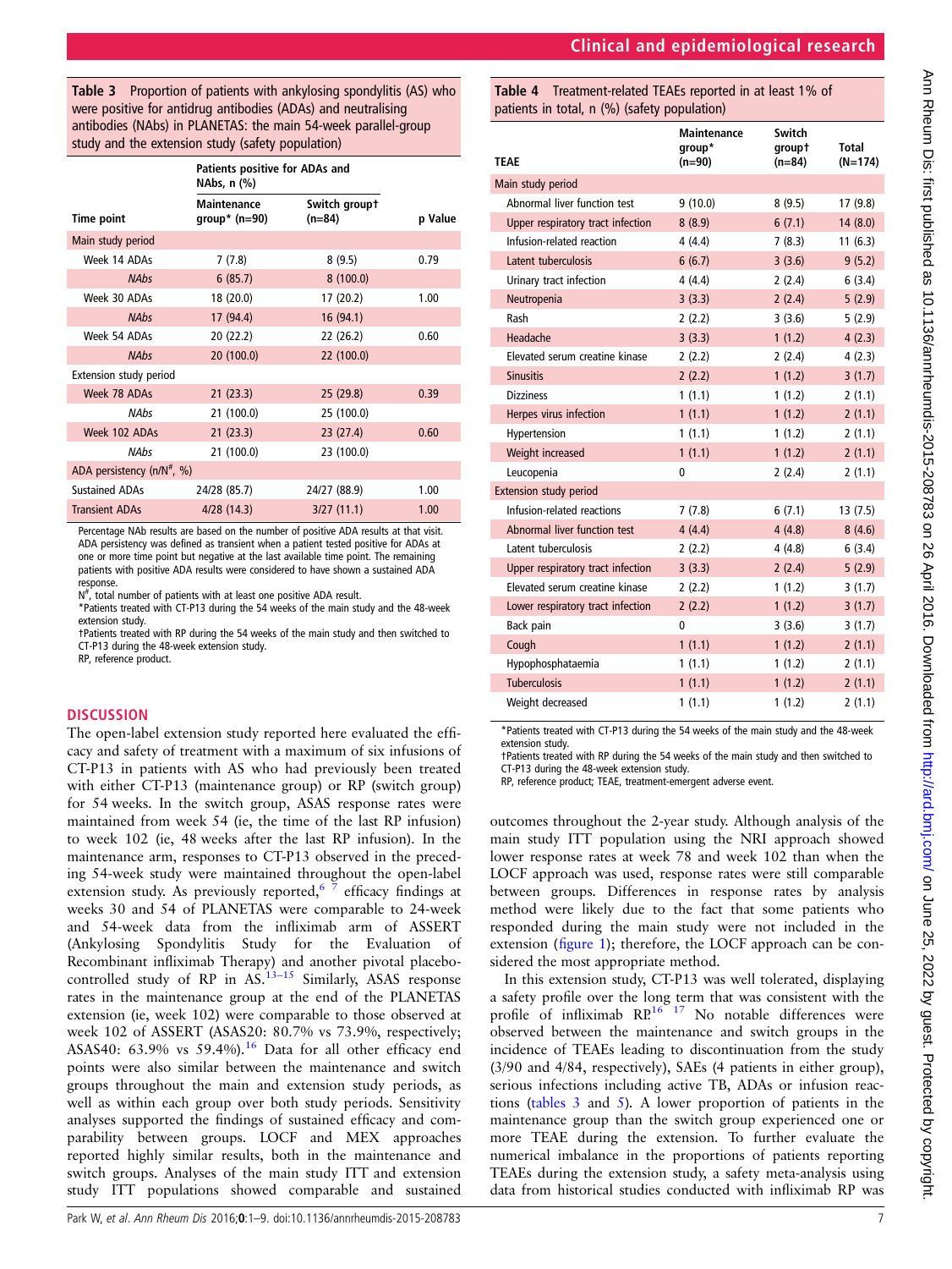**Table 3** Proportion of patients with ankylosing spondylitis (AS) who were positive for antidrug antibodies (ADAs) and neutralising antibodies (NAbs) in PLANETAS: the main 54-week parallel-group study and the extension study (safety population)

| Time point | Patients positive for ADAs and NAbs, n (%) | | p Value |
|---|---|---|---|
| | Maintenance group* (n=90) | Switch group† (n=84) | |
| Main study period | | | |
| Week 14 ADAs | 7 (7.8) | 8 (9.5) | 0.79 |
| *NAbs* | 6 (85.7) | 8 (100.0) | |
| Week 30 ADAs | 18 (20.0) | 17 (20.2) | 1.00 |
| *NAbs* | 17 (94.4) | 16 (94.1) | |
| Week 54 ADAs | 20 (22.2) | 22 (26.2) | 0.60 |
| *NAbs* | 20 (100.0) | 22 (100.0) | |
| Extension study period | | | |
| Week 78 ADAs | 21 (23.3) | 25 (29.8) | 0.39 |
| *NAbs* | 21 (100.0) | 25 (100.0) | |
| Week 102 ADAs | 21 (23.3) | 23 (27.4) | 0.60 |
| *NAbs* | 21 (100.0) | 23 (100.0) | |
| ADA persistency (n/N#, %) | | | |
| Sustained ADAs | 24/28 (85.7) | 24/27 (88.9) | 1.00 |
| Transient ADAs | 4/28 (14.3) | 3/27 (11.1) | 1.00 |

Percentage NAb results are based on the number of positive ADA results at that visit. ADA persistency was defined as transient when a patient tested positive for ADAs at one or more time point but negative at the last available time point. The remaining patients with positive ADA results were considered to have shown a sustained ADA response.
N#, total number of patients with at least one positive ADA result.
*Patients treated with CT-P13 during the 54 weeks of the main study and the 48-week extension study.
†Patients treated with RP during the 54 weeks of the main study and then switched to CT-P13 during the 48-week extension study.
RP, reference product.

**Table 4** Treatment-related TEAEs reported in at least 1% of patients in total, n (%) (safety population)

| TEAE | Maintenance group* (n=90) | Switch group† (n=84) | Total (N=174) |
|---|---|---|---|
| Main study period | | | |
| Abnormal liver function test | 9 (10.0) | 8 (9.5) | 17 (9.8) |
| Upper respiratory tract infection | 8 (8.9) | 6 (7.1) | 14 (8.0) |
| Infusion-related reaction | 4 (4.4) | 7 (8.3) | 11 (6.3) |
| Latent tuberculosis | 6 (6.7) | 3 (3.6) | 9 (5.2) |
| Urinary tract infection | 4 (4.4) | 2 (2.4) | 6 (3.4) |
| Neutropenia | 3 (3.3) | 2 (2.4) | 5 (2.9) |
| Rash | 2 (2.2) | 3 (3.6) | 5 (2.9) |
| Headache | 3 (3.3) | 1 (1.2) | 4 (2.3) |
| Elevated serum creatine kinase | 2 (2.2) | 2 (2.4) | 4 (2.3) |
| Sinusitis | 2 (2.2) | 1 (1.2) | 3 (1.7) |
| Dizziness | 1 (1.1) | 1 (1.2) | 2 (1.1) |
| Herpes virus infection | 1 (1.1) | 1 (1.2) | 2 (1.1) |
| Hypertension | 1 (1.1) | 1 (1.2) | 2 (1.1) |
| Weight increased | 1 (1.1) | 1 (1.2) | 2 (1.1) |
| Leucopenia | 0 | 2 (2.4) | 2 (1.1) |
| Extension study period | | | |
| Infusion-related reactions | 7 (7.8) | 6 (7.1) | 13 (7.5) |
| Abnormal liver function test | 4 (4.4) | 4 (4.8) | 8 (4.6) |
| Latent tuberculosis | 2 (2.2) | 4 (4.8) | 6 (3.4) |
| Upper respiratory tract infection | 3 (3.3) | 2 (2.4) | 5 (2.9) |
| Elevated serum creatine kinase | 2 (2.2) | 1 (1.2) | 3 (1.7) |
| Lower respiratory tract infection | 2 (2.2) | 1 (1.2) | 3 (1.7) |
| Back pain | 0 | 3 (3.6) | 3 (1.7) |
| Cough | 1 (1.1) | 1 (1.2) | 2 (1.1) |
| Hypophosphataemia | 1 (1.1) | 1 (1.2) | 2 (1.1) |
| Tuberculosis | 1 (1.1) | 1 (1.2) | 2 (1.1) |
| Weight decreased | 1 (1.1) | 1 (1.2) | 2 (1.1) |

*Patients treated with CT-P13 during the 54 weeks of the main study and the 48-week extension study.
†Patients treated with RP during the 54 weeks of the main study and then switched to CT-P13 during the 48-week extension study.
RP, reference product; TEAE, treatment-emergent adverse event.

## DISCUSSION

The open-label extension study reported here evaluated the efficacy and safety of treatment with a maximum of six infusions of CT-P13 in patients with AS who had previously been treated with either CT-P13 (maintenance group) or RP (switch group) for 54 weeks. In the switch group, ASAS response rates were maintained from week 54 (ie, the time of the last RP infusion) to week 102 (ie, 48 weeks after the last RP infusion). In the maintenance arm, responses to CT-P13 observed in the preceding 54-week study were maintained throughout the open-label extension study. As previously reported,[6 7] efficacy findings at weeks 30 and 54 of PLANETAS were comparable to 24-week and 54-week data from the infliximab arm of ASSERT (Ankylosing Spondylitis Study for the Evaluation of Recombinant infliximab Therapy) and another pivotal placebo-controlled study of RP in AS.[13–15] Similarly, ASAS response rates in the maintenance group at the end of the PLANETAS extension (ie, week 102) were comparable to those observed at week 102 of ASSERT (ASAS20: 80.7% vs 73.9%, respectively; ASAS40: 63.9% vs 59.4%).[16] Data for all other efficacy end points were also similar between the maintenance and switch groups throughout the main and extension study periods, as well as within each group over both study periods. Sensitivity analyses supported the findings of sustained efficacy and comparability between groups. LOCF and MEX approaches reported highly similar results, both in the maintenance and switch groups. Analyses of the main study ITT and extension study ITT populations showed comparable and sustained outcomes throughout the 2-year study. Although analysis of the main study ITT population using the NRI approach showed lower response rates at week 78 and week 102 than when the LOCF approach was used, response rates were still comparable between groups. Differences in response rates by analysis method were likely due to the fact that some patients who responded during the main study were not included in the extension (figure 1); therefore, the LOCF approach can be considered the most appropriate method.

In this extension study, CT-P13 was well tolerated, displaying a safety profile over the long term that was consistent with the profile of infliximab RP.[16 17] No notable differences were observed between the maintenance and switch groups in the incidence of TEAEs leading to discontinuation from the study (3/90 and 4/84, respectively), SAEs (4 patients in either group), serious infections including active TB, ADAs or infusion reactions (tables 3 and 5). A lower proportion of patients in the maintenance group than the switch group experienced one or more TEAE during the extension. To further evaluate the numerical imbalance in the proportions of patients reporting TEAEs during the extension study, a safety meta-analysis using data from historical studies conducted with infliximab RP was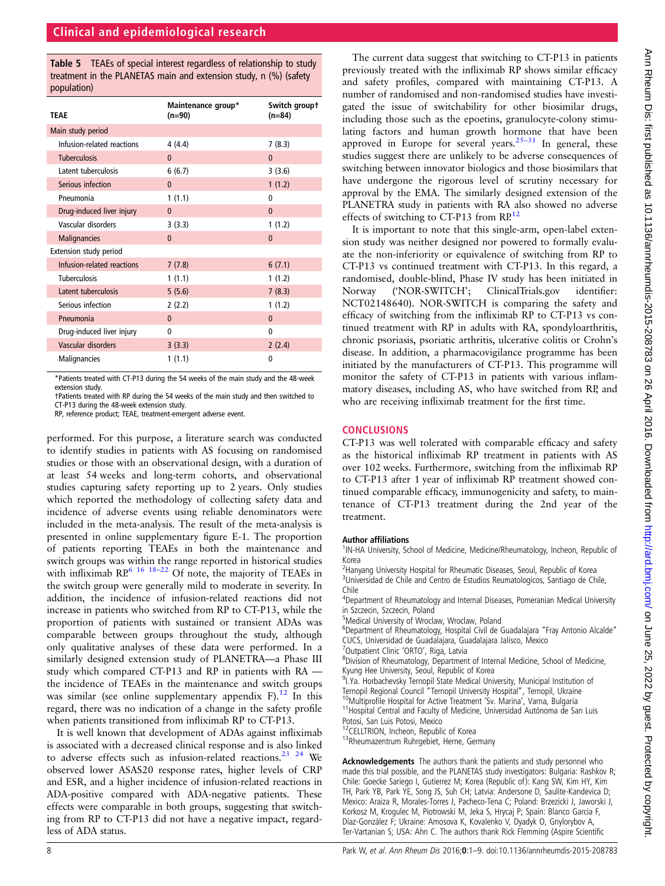**Table 5** TEAEs of special interest regardless of relationship to study treatment in the PLANETAS main and extension study, n (%) (safety population)

| TEAE | Maintenance group* (n=90) | Switch group† (n=84) |
|---|---|---|
| Main study period | | |
| Infusion-related reactions | 4 (4.4) | 7 (8.3) |
| Tuberculosis | 0 | 0 |
| Latent tuberculosis | 6 (6.7) | 3 (3.6) |
| Serious infection | 0 | 1 (1.2) |
| Pneumonia | 1 (1.1) | 0 |
| Drug-induced liver injury | 0 | 0 |
| Vascular disorders | 3 (3.3) | 1 (1.2) |
| Malignancies | 0 | 0 |
| Extension study period | | |
| Infusion-related reactions | 7 (7.8) | 6 (7.1) |
| Tuberculosis | 1 (1.1) | 1 (1.2) |
| Latent tuberculosis | 5 (5.6) | 7 (8.3) |
| Serious infection | 2 (2.2) | 1 (1.2) |
| Pneumonia | 0 | 0 |
| Drug-induced liver injury | 0 | 0 |
| Vascular disorders | 3 (3.3) | 2 (2.4) |
| Malignancies | 1 (1.1) | 0 |

*Patients treated with CT-P13 during the 54 weeks of the main study and the 48-week extension study.
†Patients treated with RP during the 54 weeks of the main study and then switched to CT-P13 during the 48-week extension study.
RP, reference product; TEAE, treatment-emergent adverse event.

performed. For this purpose, a literature search was conducted to identify studies in patients with AS focusing on randomised studies or those with an observational design, with a duration of at least 54 weeks and long-term cohorts, and observational studies capturing safety reporting up to 2 years. Only studies which reported the methodology of collecting safety data and incidence of adverse events using reliable denominators were included in the meta-analysis. The result of the meta-analysis is presented in online supplementary figure E-1. The proportion of patients reporting TEAEs in both the maintenance and switch groups was within the range reported in historical studies with infliximab RP.[6 16 18–22] Of note, the majority of TEAEs in the switch group were generally mild to moderate in severity. In addition, the incidence of infusion-related reactions did not increase in patients who switched from RP to CT-P13, while the proportion of patients with sustained or transient ADAs was comparable between groups throughout the study, although only qualitative analyses of these data were performed. In a similarly designed extension study of PLANETRA—a Phase III study which compared CT-P13 and RP in patients with RA —the incidence of TEAEs in the maintenance and switch groups was similar (see online supplementary appendix F).[12] In this regard, there was no indication of a change in the safety profile when patients transitioned from infliximab RP to CT-P13.

It is well known that development of ADAs against infliximab is associated with a decreased clinical response and is also linked to adverse effects such as infusion-related reactions.[23 24] We observed lower ASAS20 response rates, higher levels of CRP and ESR, and a higher incidence of infusion-related reactions in ADA-positive compared with ADA-negative patients. These effects were comparable in both groups, suggesting that switching from RP to CT-P13 did not have a negative impact, regardless of ADA status.

The current data suggest that switching to CT-P13 in patients previously treated with the infliximab RP shows similar efficacy and safety profiles, compared with maintaining CT-P13. A number of randomised and non-randomised studies have investigated the issue of switchability for other biosimilar drugs, including those such as the epoetins, granulocyte-colony stimulating factors and human growth hormone that have been approved in Europe for several years.[25–31] In general, these studies suggest there are unlikely to be adverse consequences of switching between innovator biologics and those biosimilars that have undergone the rigorous level of scrutiny necessary for approval by the EMA. The similarly designed extension of the PLANETRA study in patients with RA also showed no adverse effects of switching to CT-P13 from RP.[12]

It is important to note that this single-arm, open-label extension study was neither designed nor powered to formally evaluate the non-inferiority or equivalence of switching from RP to CT-P13 vs continued treatment with CT-P13. In this regard, a randomised, double-blind, Phase IV study has been initiated in Norway ('NOR-SWITCH'; ClinicalTrials.gov identifier: NCT02148640). NOR-SWITCH is comparing the safety and efficacy of switching from the infliximab RP to CT-P13 vs continued treatment with RP in adults with RA, spondyloarthritis, chronic psoriasis, psoriatic arthritis, ulcerative colitis or Crohn's disease. In addition, a pharmacovigilance programme has been initiated by the manufacturers of CT-P13. This programme will monitor the safety of CT-P13 in patients with various inflammatory diseases, including AS, who have switched from RP, and who are receiving infliximab treatment for the first time.

## CONCLUSIONS

CT-P13 was well tolerated with comparable efficacy and safety as the historical infliximab RP treatment in patients with AS over 102 weeks. Furthermore, switching from the infliximab RP to CT-P13 after 1 year of infliximab RP treatment showed continued comparable efficacy, immunogenicity and safety, to maintenance of CT-P13 treatment during the 2nd year of the treatment.

**Author affiliations**
[1]IN-HA University, School of Medicine, Medicine/Rheumatology, Incheon, Republic of Korea
[2]Hanyang University Hospital for Rheumatic Diseases, Seoul, Republic of Korea
[3]Universidad de Chile and Centro de Estudios Reumatologicos, Santiago de Chile, Chile
[4]Department of Rheumatology and Internal Diseases, Pomeranian Medical University in Szczecin, Szczecin, Poland
[5]Medical University of Wroclaw, Wroclaw, Poland
[6]Department of Rheumatology, Hospital Civil de Guadalajara "Fray Antonio Alcalde" CUCS, Universidad de Guadalajara, Guadalajara Jalisco, Mexico
[7]Outpatient Clinic 'ORTO', Riga, Latvia
[8]Division of Rheumatology, Department of Internal Medicine, School of Medicine, Kyung Hee University, Seoul, Republic of Korea
[9]I.Ya. Horbachevsky Ternopil State Medical University, Municipal Institution of Ternopil Regional Council "Ternopil University Hospital", Ternopil, Ukraine
[10]Multiprofile Hospital for Active Treatment 'Sv. Marina', Varna, Bulgaria
[11]Hospital Central and Faculty of Medicine, Universidad Autónoma de San Luis Potosi, San Luis Potosi, Mexico
[12]CELLTRION, Incheon, Republic of Korea
[13]Rheumazentrum Ruhrgebiet, Herne, Germany

**Acknowledgements** The authors thank the patients and study personnel who made this trial possible, and the PLANETAS study investigators: Bulgaria: Rashkov R; Chile: Goecke Sariego I, Gutierrez M; Korea (Republic of): Kang SW, Kim HY, Kim TH, Park YB, Park YE, Song JS, Suh CH; Latvia: Andersone D, Saulite-Kandevica D; Mexico: Araiza R, Morales-Torres J, Pacheco-Tena C; Poland: Brzezicki J, Jaworski J, Korkosz M, Krogulec M, Piotrowski M, Jeka S, Hrycaj P; Spain: Blanco Garcia F, Díaz-González F; Ukraine: Amosova K, Kovalenko V, Dyadyk O, Gnylorybov A, Ter-Vartanian S; USA: Ahn C. The authors thank Rick Flemming (Aspire Scientific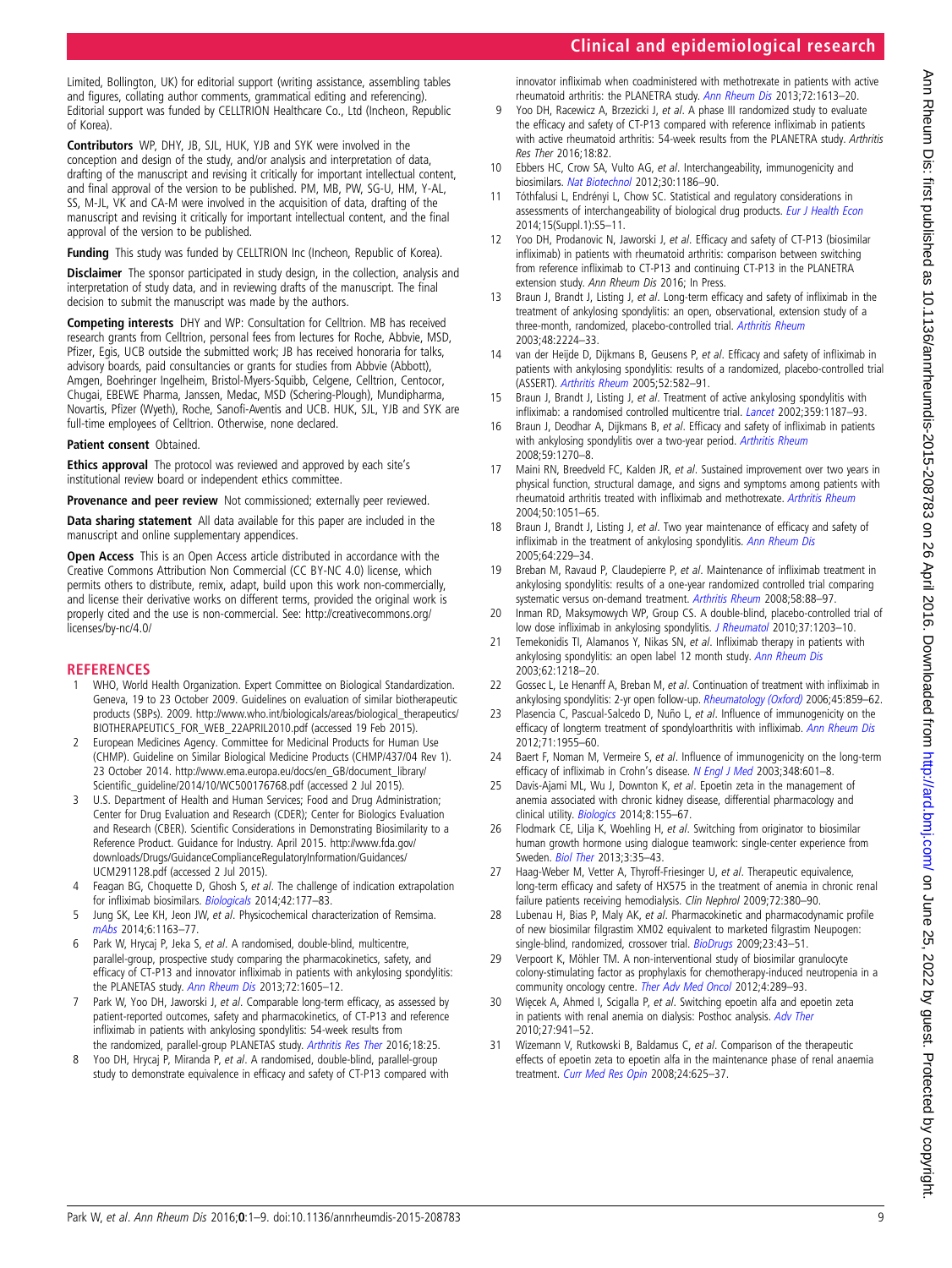Limited, Bollington, UK) for editorial support (writing assistance, assembling tables and figures, collating author comments, grammatical editing and referencing). Editorial support was funded by CELLTRION Healthcare Co., Ltd (Incheon, Republic of Korea).

**Contributors** WP, DHY, JB, SJL, HUK, YJB and SYK were involved in the conception and design of the study, and/or analysis and interpretation of data, drafting of the manuscript and revising it critically for important intellectual content, and final approval of the version to be published. PM, MB, PW, SG-U, HM, Y-AL, SS, M-JL, VK and CA-M were involved in the acquisition of data, drafting of the manuscript and revising it critically for important intellectual content, and the final approval of the version to be published.

**Funding** This study was funded by CELLTRION Inc (Incheon, Republic of Korea).

**Disclaimer** The sponsor participated in study design, in the collection, analysis and interpretation of study data, and in reviewing drafts of the manuscript. The final decision to submit the manuscript was made by the authors.

**Competing interests** DHY and WP: Consultation for Celltrion. MB has received research grants from Celltrion, personal fees from lectures for Roche, Abbvie, MSD, Pfizer, Egis, UCB outside the submitted work; JB has received honoraria for talks, advisory boards, paid consultancies or grants for studies from Abbvie (Abbott), Amgen, Boehringer Ingelheim, Bristol-Myers-Squibb, Celgene, Celltrion, Centocor, Chugai, EBEWE Pharma, Janssen, Medac, MSD (Schering-Plough), Mundipharma, Novartis, Pfizer (Wyeth), Roche, Sanofi-Aventis and UCB. HUK, SJL, YJB and SYK are full-time employees of Celltrion. Otherwise, none declared.

**Patient consent** Obtained.

**Ethics approval** The protocol was reviewed and approved by each site's institutional review board or independent ethics committee.

**Provenance and peer review** Not commissioned; externally peer reviewed.

**Data sharing statement** All data available for this paper are included in the manuscript and online supplementary appendices.

**Open Access** This is an Open Access article distributed in accordance with the Creative Commons Attribution Non Commercial (CC BY-NC 4.0) license, which permits others to distribute, remix, adapt, build upon this work non-commercially, and license their derivative works on different terms, provided the original work is properly cited and the use is non-commercial. See: http://creativecommons.org/licenses/by-nc/4.0/

## REFERENCES

1. WHO, World Health Organization. Expert Committee on Biological Standardization. Geneva, 19 to 23 October 2009. Guidelines on evaluation of similar biotherapeutic products (SBPs). 2009. http://www.who.int/biologicals/areas/biological_therapeutics/BIOTHERAPEUTICS_FOR_WEB_22APRIL2010.pdf (accessed 19 Feb 2015).
2. European Medicines Agency. Committee for Medicinal Products for Human Use (CHMP). Guideline on Similar Biological Medicine Products (CHMP/437/04 Rev 1). 23 October 2014. http://www.ema.europa.eu/docs/en_GB/document_library/Scientific_guideline/2014/10/WC500176768.pdf (accessed 2 Jul 2015).
3. U.S. Department of Health and Human Services; Food and Drug Administration; Center for Drug Evaluation and Research (CDER); Center for Biologics Evaluation and Research (CBER). Scientific Considerations in Demonstrating Biosimilarity to a Reference Product. Guidance for Industry. April 2015. http://www.fda.gov/downloads/Drugs/GuidanceComplianceRegulatoryInformation/Guidances/UCM291128.pdf (accessed 2 Jul 2015).
4. Feagan BG, Choquette D, Ghosh S, et al. The challenge of indication extrapolation for infliximab biosimilars. *Biologicals* 2014;42:177–83.
5. Jung SK, Lee KH, Jeon JW, et al. Physicochemical characterization of Remsima. *mAbs* 2014;6:1163–77.
6. Park W, Hrycaj P, Jeka S, et al. A randomised, double-blind, multicentre, parallel-group, prospective study comparing the pharmacokinetics, safety, and efficacy of CT-P13 and innovator infliximab in patients with ankylosing spondylitis: the PLANETAS study. *Ann Rheum Dis* 2013;72:1605–12.
7. Park W, Yoo DH, Jaworski J, et al. Comparable long-term efficacy, as assessed by patient-reported outcomes, safety and pharmacokinetics, of CT-P13 and reference infliximab in patients with ankylosing spondylitis: 54-week results from the randomized, parallel-group PLANETAS study. *Arthritis Res Ther* 2016;18:25.
8. Yoo DH, Hrycaj P, Miranda P, et al. A randomised, double-blind, parallel-group study to demonstrate equivalence in efficacy and safety of CT-P13 compared with innovator infliximab when coadministered with methotrexate in patients with active rheumatoid arthritis: the PLANETRA study. *Ann Rheum Dis* 2013;72:1613–20.
9. Yoo DH, Racewicz A, Brzezicki J, et al. A phase III randomized study to evaluate the efficacy and safety of CT-P13 compared with reference infliximab in patients with active rheumatoid arthritis: 54-week results from the PLANETRA study. *Arthritis Res Ther* 2016;18:82.
10. Ebbers HC, Crow SA, Vulto AG, et al. Interchangeability, immunogenicity and biosimilars. *Nat Biotechnol* 2012;30:1186–90.
11. Tóthfalusi L, Endrényi L, Chow SC. Statistical and regulatory considerations in assessments of interchangeability of biological drug products. *Eur J Health Econ* 2014;15(Suppl.1):S5–11.
12. Yoo DH, Prodanovic N, Jaworski J, et al. Efficacy and safety of CT-P13 (biosimilar infliximab) in patients with rheumatoid arthritis: comparison between switching from reference infliximab to CT-P13 and continuing CT-P13 in the PLANETRA extension study. *Ann Rheum Dis* 2016; In Press.
13. Braun J, Brandt J, Listing J, et al. Long-term efficacy and safety of infliximab in the treatment of ankylosing spondylitis: an open, observational, extension study of a three-month, randomized, placebo-controlled trial. *Arthritis Rheum* 2003;48:2224–33.
14. van der Heijde D, Dijkmans B, Geusens P, et al. Efficacy and safety of infliximab in patients with ankylosing spondylitis: results of a randomized, placebo-controlled trial (ASSERT). *Arthritis Rheum* 2005;52:582–91.
15. Braun J, Brandt J, Listing J, et al. Treatment of active ankylosing spondylitis with infliximab: a randomised controlled multicentre trial. *Lancet* 2002;359:1187–93.
16. Braun J, Deodhar A, Dijkmans B, et al. Efficacy and safety of infliximab in patients with ankylosing spondylitis over a two-year period. *Arthritis Rheum* 2008;59:1270–8.
17. Maini RN, Breedveld FC, Kalden JR, et al. Sustained improvement over two years in physical function, structural damage, and signs and symptoms among patients with rheumatoid arthritis treated with infliximab and methotrexate. *Arthritis Rheum* 2004;50:1051–65.
18. Braun J, Brandt J, Listing J, et al. Two year maintenance of efficacy and safety of infliximab in the treatment of ankylosing spondylitis. *Ann Rheum Dis* 2005;64:229–34.
19. Breban M, Ravaud P, Claudepierre P, et al. Maintenance of infliximab treatment in ankylosing spondylitis: results of a one-year randomized controlled trial comparing systematic versus on-demand treatment. *Arthritis Rheum* 2008;58:88–97.
20. Inman RD, Maksymowych WP, Group CS. A double-blind, placebo-controlled trial of low dose infliximab in ankylosing spondylitis. *J Rheumatol* 2010;37:1203–10.
21. Temekonidis TI, Alamanos Y, Nikas SN, et al. Infliximab therapy in patients with ankylosing spondylitis: an open label 12 month study. *Ann Rheum Dis* 2003;62:1218–20.
22. Gossec L, Le Henanff A, Breban M, et al. Continuation of treatment with infliximab in ankylosing spondylitis: 2-yr open follow-up. *Rheumatology (Oxford)* 2006;45:859–62.
23. Plasencia C, Pascual-Salcedo D, Nuño L, et al. Influence of immunogenicity on the efficacy of longterm treatment of spondyloarthritis with infliximab. *Ann Rheum Dis* 2012;71:1955–60.
24. Baert F, Noman M, Vermeire S, et al. Influence of immunogenicity on the long-term efficacy of infliximab in Crohn's disease. *N Engl J Med* 2003;348:601–8.
25. Davis-Ajami ML, Wu J, Downton K, et al. Epoetin zeta in the management of anemia associated with chronic kidney disease, differential pharmacology and clinical utility. *Biologics* 2014;8:155–67.
26. Flodmark CE, Lilja K, Woehling H, et al. Switching from originator to biosimilar human growth hormone using dialogue teamwork: single-center experience from Sweden. *Biol Ther* 2013;3:35–43.
27. Haag-Weber M, Vetter A, Thyroff-Friesinger U, et al. Therapeutic equivalence, long-term efficacy and safety of HX575 in the treatment of anemia in chronic renal failure patients receiving hemodialysis. *Clin Nephrol* 2009;72:380–90.
28. Lubenau H, Bias P, Maly AK, et al. Pharmacokinetic and pharmacodynamic profile of new biosimilar filgrastim XM02 equivalent to marketed filgrastim Neupogen: single-blind, randomized, crossover trial. *BioDrugs* 2009;23:43–51.
29. Verpoort K, Möhler TM. A non-interventional study of biosimilar granulocyte colony-stimulating factor as prophylaxis for chemotherapy-induced neutropenia in a community oncology centre. *Ther Adv Med Oncol* 2012;4:289–93.
30. Więcek A, Ahmed I, Scigalla P, et al. Switching epoetin alfa and epoetin zeta in patients with renal anemia on dialysis: Posthoc analysis. *Adv Ther* 2010;27:941–52.
31. Wizemann V, Rutkowski B, Baldamus C, et al. Comparison of the therapeutic effects of epoetin zeta to epoetin alfa in the maintenance phase of renal anaemia treatment. *Curr Med Res Opin* 2008;24:625–37.